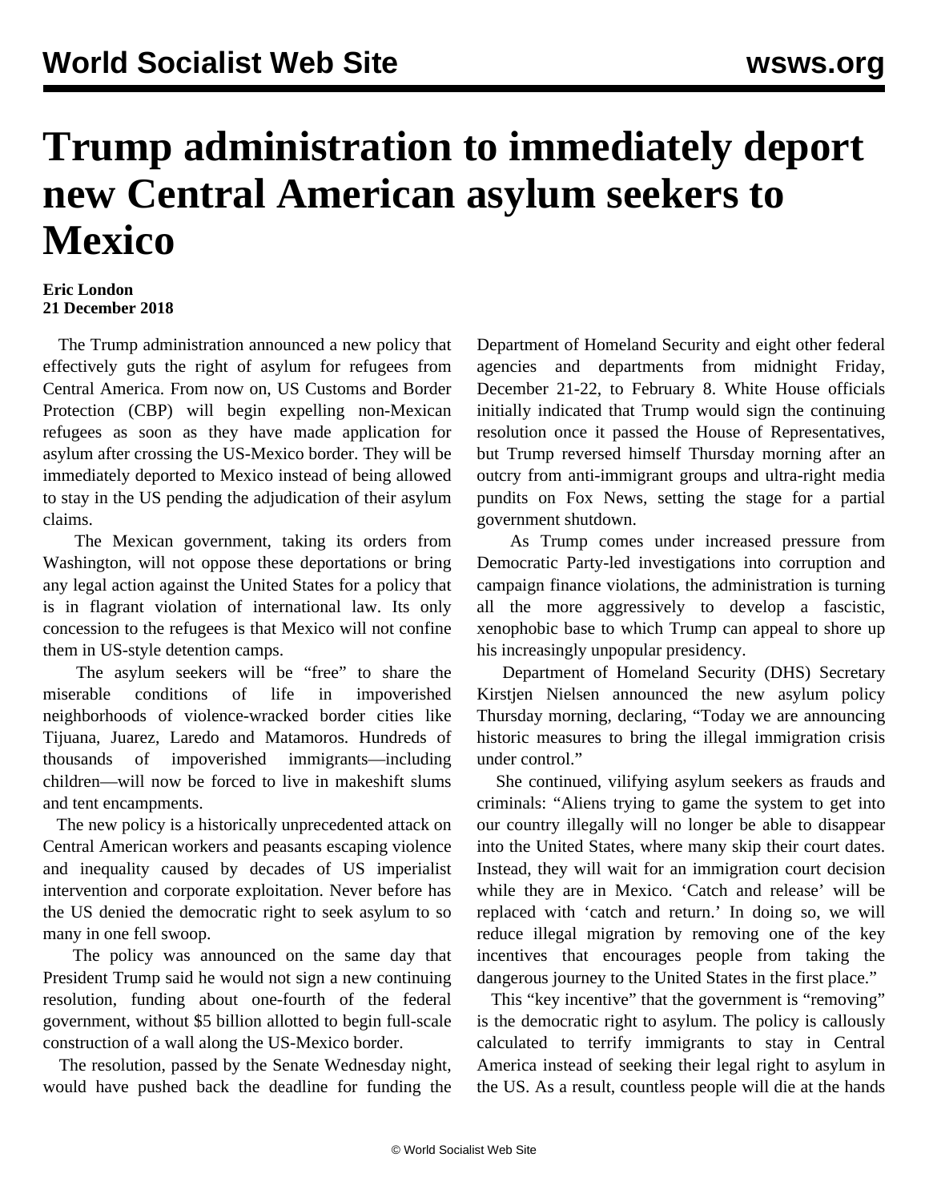# Trump administration to immediately deport new Central American asylum seekers to Mexico

**Eric London**
**21 December 2018**

The Trump administration announced a new policy that effectively guts the right of asylum for refugees from Central America. From now on, US Customs and Border Protection (CBP) will begin expelling non-Mexican refugees as soon as they have made application for asylum after crossing the US-Mexico border. They will be immediately deported to Mexico instead of being allowed to stay in the US pending the adjudication of their asylum claims.

The Mexican government, taking its orders from Washington, will not oppose these deportations or bring any legal action against the United States for a policy that is in flagrant violation of international law. Its only concession to the refugees is that Mexico will not confine them in US-style detention camps.

The asylum seekers will be "free" to share the miserable conditions of life in impoverished neighborhoods of violence-wracked border cities like Tijuana, Juarez, Laredo and Matamoros. Hundreds of thousands of impoverished immigrants—including children—will now be forced to live in makeshift slums and tent encampments.

The new policy is a historically unprecedented attack on Central American workers and peasants escaping violence and inequality caused by decades of US imperialist intervention and corporate exploitation. Never before has the US denied the democratic right to seek asylum to so many in one fell swoop.

The policy was announced on the same day that President Trump said he would not sign a new continuing resolution, funding about one-fourth of the federal government, without $5 billion allotted to begin full-scale construction of a wall along the US-Mexico border.

The resolution, passed by the Senate Wednesday night, would have pushed back the deadline for funding the Department of Homeland Security and eight other federal agencies and departments from midnight Friday, December 21-22, to February 8. White House officials initially indicated that Trump would sign the continuing resolution once it passed the House of Representatives, but Trump reversed himself Thursday morning after an outcry from anti-immigrant groups and ultra-right media pundits on Fox News, setting the stage for a partial government shutdown.

As Trump comes under increased pressure from Democratic Party-led investigations into corruption and campaign finance violations, the administration is turning all the more aggressively to develop a fascistic, xenophobic base to which Trump can appeal to shore up his increasingly unpopular presidency.

Department of Homeland Security (DHS) Secretary Kirstjen Nielsen announced the new asylum policy Thursday morning, declaring, "Today we are announcing historic measures to bring the illegal immigration crisis under control."

She continued, vilifying asylum seekers as frauds and criminals: "Aliens trying to game the system to get into our country illegally will no longer be able to disappear into the United States, where many skip their court dates. Instead, they will wait for an immigration court decision while they are in Mexico. 'Catch and release' will be replaced with 'catch and return.' In doing so, we will reduce illegal migration by removing one of the key incentives that encourages people from taking the dangerous journey to the United States in the first place."

This "key incentive" that the government is "removing" is the democratic right to asylum. The policy is callously calculated to terrify immigrants to stay in Central America instead of seeking their legal right to asylum in the US. As a result, countless people will die at the hands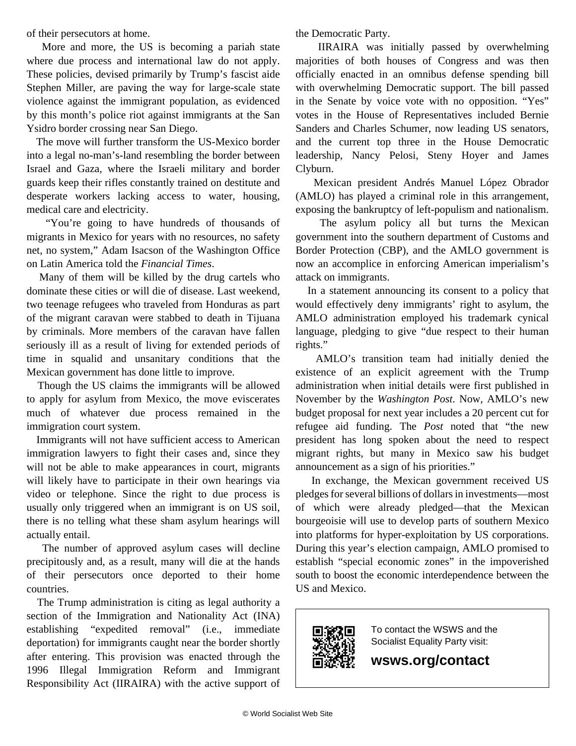of their persecutors at home.

More and more, the US is becoming a pariah state where due process and international law do not apply. These policies, devised primarily by Trump's fascist aide Stephen Miller, are paving the way for large-scale state violence against the immigrant population, as evidenced by this month's police riot against immigrants at the San Ysidro border crossing near San Diego.

The move will further transform the US-Mexico border into a legal no-man's-land resembling the border between Israel and Gaza, where the Israeli military and border guards keep their rifles constantly trained on destitute and desperate workers lacking access to water, housing, medical care and electricity.

"You're going to have hundreds of thousands of migrants in Mexico for years with no resources, no safety net, no system," Adam Isacson of the Washington Office on Latin America told the *Financial Times*.

Many of them will be killed by the drug cartels who dominate these cities or will die of disease. Last weekend, two teenage refugees who traveled from Honduras as part of the migrant caravan were stabbed to death in Tijuana by criminals. More members of the caravan have fallen seriously ill as a result of living for extended periods of time in squalid and unsanitary conditions that the Mexican government has done little to improve.

Though the US claims the immigrants will be allowed to apply for asylum from Mexico, the move eviscerates much of whatever due process remained in the immigration court system.

Immigrants will not have sufficient access to American immigration lawyers to fight their cases and, since they will not be able to make appearances in court, migrants will likely have to participate in their own hearings via video or telephone. Since the right to due process is usually only triggered when an immigrant is on US soil, there is no telling what these sham asylum hearings will actually entail.

The number of approved asylum cases will decline precipitously and, as a result, many will die at the hands of their persecutors once deported to their home countries.

The Trump administration is citing as legal authority a section of the Immigration and Nationality Act (INA) establishing "expedited removal" (i.e., immediate deportation) for immigrants caught near the border shortly after entering. This provision was enacted through the 1996 Illegal Immigration Reform and Immigrant Responsibility Act (IIRAIRA) with the active support of the Democratic Party.

IIRAIRA was initially passed by overwhelming majorities of both houses of Congress and was then officially enacted in an omnibus defense spending bill with overwhelming Democratic support. The bill passed in the Senate by voice vote with no opposition. "Yes" votes in the House of Representatives included Bernie Sanders and Charles Schumer, now leading US senators, and the current top three in the House Democratic leadership, Nancy Pelosi, Steny Hoyer and James Clyburn.

Mexican president Andrés Manuel López Obrador (AMLO) has played a criminal role in this arrangement, exposing the bankruptcy of left-populism and nationalism.

The asylum policy all but turns the Mexican government into the southern department of Customs and Border Protection (CBP), and the AMLO government is now an accomplice in enforcing American imperialism's attack on immigrants.

In a statement announcing its consent to a policy that would effectively deny immigrants' right to asylum, the AMLO administration employed his trademark cynical language, pledging to give "due respect to their human rights."

AMLO's transition team had initially denied the existence of an explicit agreement with the Trump administration when initial details were first published in November by the *Washington Post*. Now, AMLO's new budget proposal for next year includes a 20 percent cut for refugee aid funding. The *Post* noted that "the new president has long spoken about the need to respect migrant rights, but many in Mexico saw his budget announcement as a sign of his priorities."

In exchange, the Mexican government received US pledges for several billions of dollars in investments—most of which were already pledged—that the Mexican bourgeoisie will use to develop parts of southern Mexico into platforms for hyper-exploitation by US corporations. During this year's election campaign, AMLO promised to establish "special economic zones" in the impoverished south to boost the economic interdependence between the US and Mexico.

To contact the WSWS and the Socialist Equality Party visit:

**wsws.org/contact**